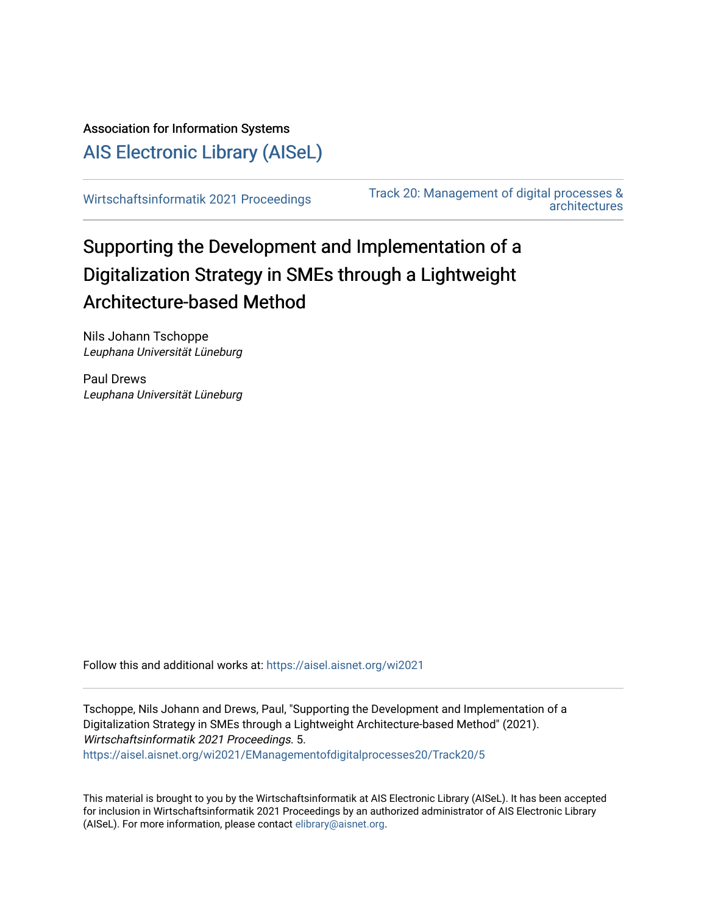Association for Information Systems

## AIS Electronic Library (AISeL)

Wirtschaftsinformatik 2021 Proceedings

Track 20: Management of digital processes & architectures

# Supporting the Development and Implementation of a Digitalization Strategy in SMEs through a Lightweight Architecture-based Method

Nils Johann Tschoppe
*Leuphana Universität Lüneburg*

Paul Drews
*Leuphana Universität Lüneburg*

Follow this and additional works at: https://aisel.aisnet.org/wi2021

Tschoppe, Nils Johann and Drews, Paul, "Supporting the Development and Implementation of a Digitalization Strategy in SMEs through a Lightweight Architecture-based Method" (2021). *Wirtschaftsinformatik 2021 Proceedings*. 5.
https://aisel.aisnet.org/wi2021/EManagementofdigitalprocesses20/Track20/5

This material is brought to you by the Wirtschaftsinformatik at AIS Electronic Library (AISeL). It has been accepted for inclusion in Wirtschaftsinformatik 2021 Proceedings by an authorized administrator of AIS Electronic Library (AISeL). For more information, please contact elibrary@aisnet.org.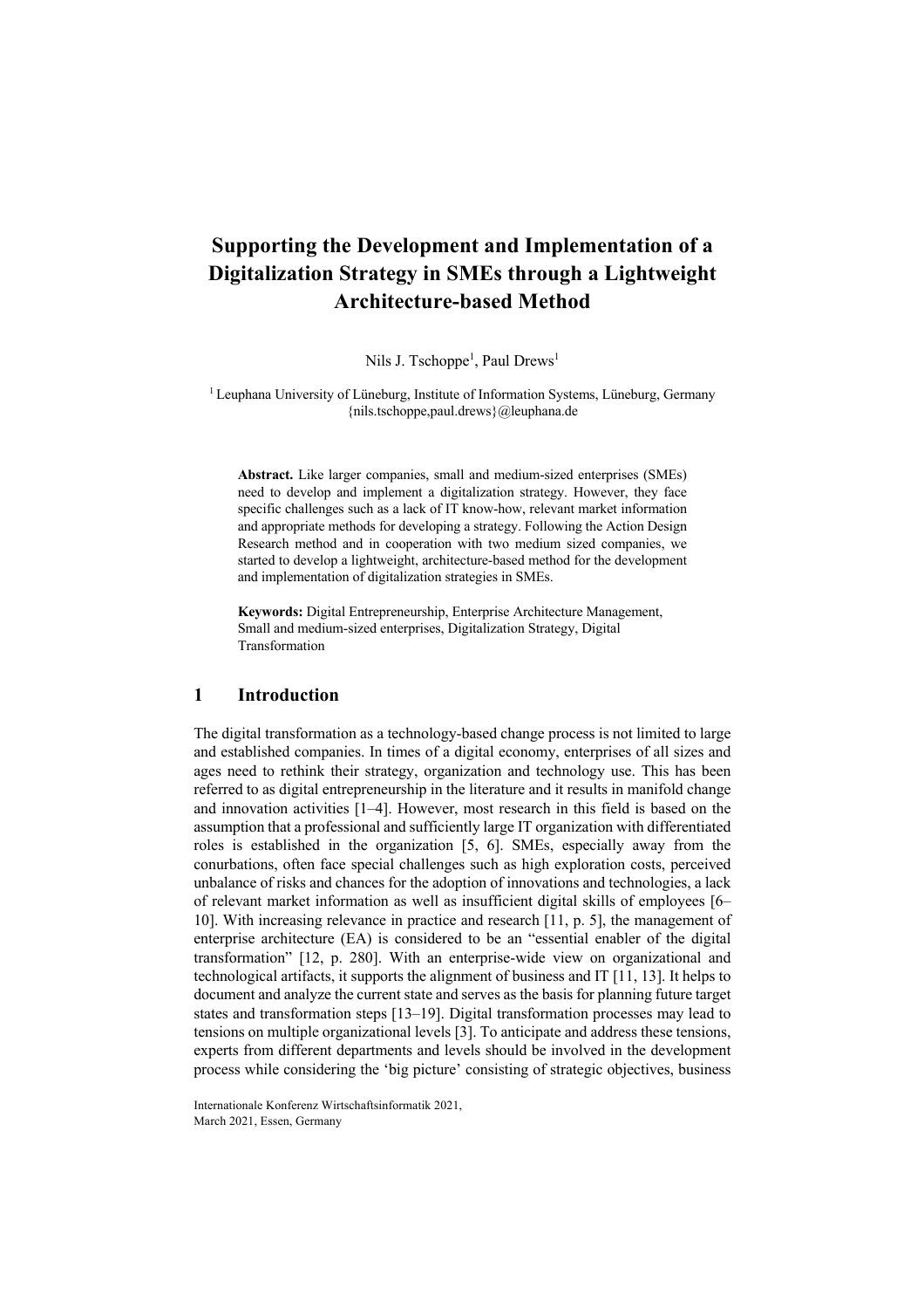# Supporting the Development and Implementation of a Digitalization Strategy in SMEs through a Lightweight Architecture-based Method

Nils J. Tschoppe[1], Paul Drews[1]

[1] Leuphana University of Lüneburg, Institute of Information Systems, Lüneburg, Germany
{nils.tschoppe,paul.drews}@leuphana.de

**Abstract.** Like larger companies, small and medium-sized enterprises (SMEs) need to develop and implement a digitalization strategy. However, they face specific challenges such as a lack of IT know-how, relevant market information and appropriate methods for developing a strategy. Following the Action Design Research method and in cooperation with two medium sized companies, we started to develop a lightweight, architecture-based method for the development and implementation of digitalization strategies in SMEs.

**Keywords:** Digital Entrepreneurship, Enterprise Architecture Management, Small and medium-sized enterprises, Digitalization Strategy, Digital Transformation

## 1 Introduction

The digital transformation as a technology-based change process is not limited to large and established companies. In times of a digital economy, enterprises of all sizes and ages need to rethink their strategy, organization and technology use. This has been referred to as digital entrepreneurship in the literature and it results in manifold change and innovation activities [1–4]. However, most research in this field is based on the assumption that a professional and sufficiently large IT organization with differentiated roles is established in the organization [5, 6]. SMEs, especially away from the conurbations, often face special challenges such as high exploration costs, perceived unbalance of risks and chances for the adoption of innovations and technologies, a lack of relevant market information as well as insufficient digital skills of employees [6–10]. With increasing relevance in practice and research [11, p. 5], the management of enterprise architecture (EA) is considered to be an "essential enabler of the digital transformation" [12, p. 280]. With an enterprise-wide view on organizational and technological artifacts, it supports the alignment of business and IT [11, 13]. It helps to document and analyze the current state and serves as the basis for planning future target states and transformation steps [13–19]. Digital transformation processes may lead to tensions on multiple organizational levels [3]. To anticipate and address these tensions, experts from different departments and levels should be involved in the development process while considering the 'big picture' consisting of strategic objectives, business

Internationale Konferenz Wirtschaftsinformatik 2021,
March 2021, Essen, Germany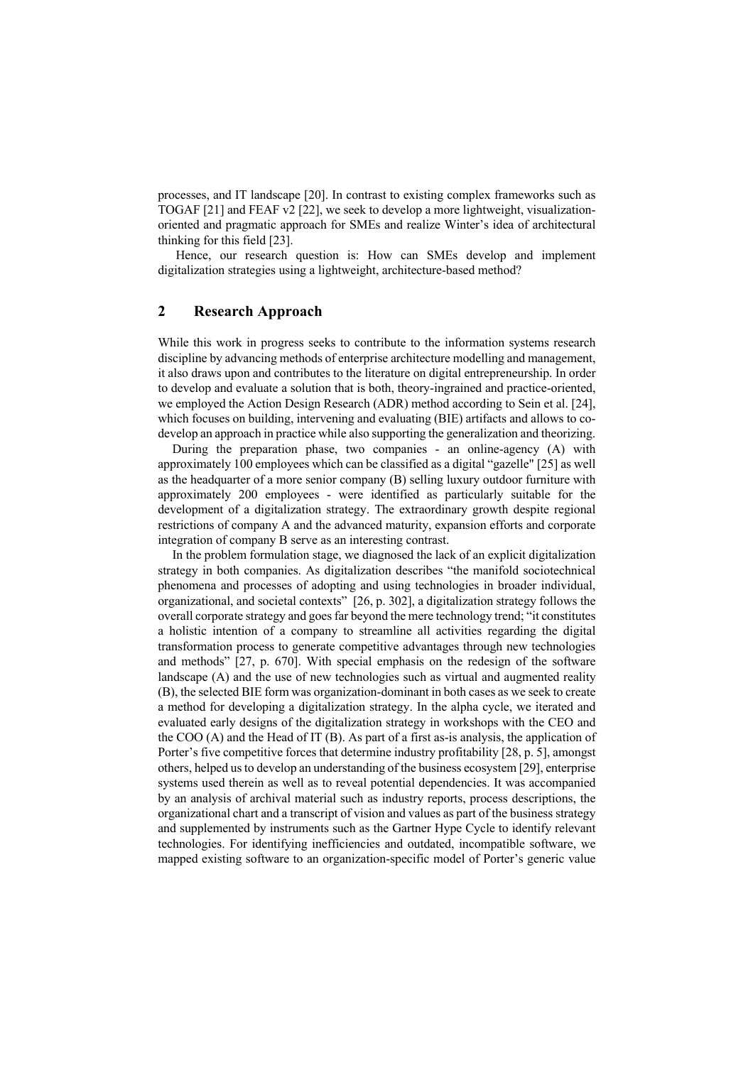processes, and IT landscape [20]. In contrast to existing complex frameworks such as TOGAF [21] and FEAF v2 [22], we seek to develop a more lightweight, visualization-oriented and pragmatic approach for SMEs and realize Winter's idea of architectural thinking for this field [23].

Hence, our research question is: How can SMEs develop and implement digitalization strategies using a lightweight, architecture-based method?

## 2 Research Approach

While this work in progress seeks to contribute to the information systems research discipline by advancing methods of enterprise architecture modelling and management, it also draws upon and contributes to the literature on digital entrepreneurship. In order to develop and evaluate a solution that is both, theory-ingrained and practice-oriented, we employed the Action Design Research (ADR) method according to Sein et al. [24], which focuses on building, intervening and evaluating (BIE) artifacts and allows to co-develop an approach in practice while also supporting the generalization and theorizing.

During the preparation phase, two companies - an online-agency (A) with approximately 100 employees which can be classified as a digital "gazelle" [25] as well as the headquarter of a more senior company (B) selling luxury outdoor furniture with approximately 200 employees - were identified as particularly suitable for the development of a digitalization strategy. The extraordinary growth despite regional restrictions of company A and the advanced maturity, expansion efforts and corporate integration of company B serve as an interesting contrast.

In the problem formulation stage, we diagnosed the lack of an explicit digitalization strategy in both companies. As digitalization describes "the manifold sociotechnical phenomena and processes of adopting and using technologies in broader individual, organizational, and societal contexts" [26, p. 302], a digitalization strategy follows the overall corporate strategy and goes far beyond the mere technology trend; "it constitutes a holistic intention of a company to streamline all activities regarding the digital transformation process to generate competitive advantages through new technologies and methods" [27, p. 670]. With special emphasis on the redesign of the software landscape (A) and the use of new technologies such as virtual and augmented reality (B), the selected BIE form was organization-dominant in both cases as we seek to create a method for developing a digitalization strategy. In the alpha cycle, we iterated and evaluated early designs of the digitalization strategy in workshops with the CEO and the COO (A) and the Head of IT (B). As part of a first as-is analysis, the application of Porter's five competitive forces that determine industry profitability [28, p. 5], amongst others, helped us to develop an understanding of the business ecosystem [29], enterprise systems used therein as well as to reveal potential dependencies. It was accompanied by an analysis of archival material such as industry reports, process descriptions, the organizational chart and a transcript of vision and values as part of the business strategy and supplemented by instruments such as the Gartner Hype Cycle to identify relevant technologies. For identifying inefficiencies and outdated, incompatible software, we mapped existing software to an organization-specific model of Porter's generic value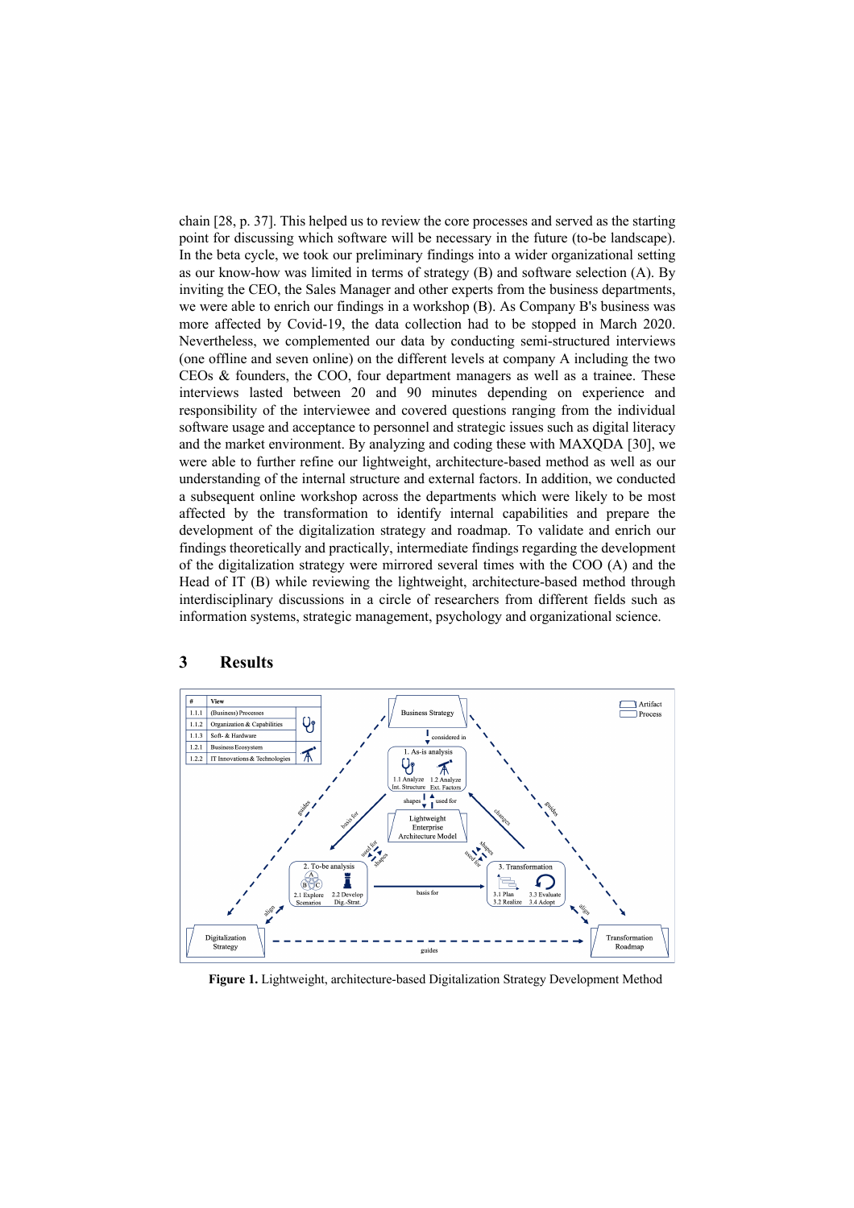chain [28, p. 37]. This helped us to review the core processes and served as the starting point for discussing which software will be necessary in the future (to-be landscape). In the beta cycle, we took our preliminary findings into a wider organizational setting as our know-how was limited in terms of strategy (B) and software selection (A). By inviting the CEO, the Sales Manager and other experts from the business departments, we were able to enrich our findings in a workshop (B). As Company B's business was more affected by Covid-19, the data collection had to be stopped in March 2020. Nevertheless, we complemented our data by conducting semi-structured interviews (one offline and seven online) on the different levels at company A including the two CEOs & founders, the COO, four department managers as well as a trainee. These interviews lasted between 20 and 90 minutes depending on experience and responsibility of the interviewee and covered questions ranging from the individual software usage and acceptance to personnel and strategic issues such as digital literacy and the market environment. By analyzing and coding these with MAXQDA [30], we were able to further refine our lightweight, architecture-based method as well as our understanding of the internal structure and external factors. In addition, we conducted a subsequent online workshop across the departments which were likely to be most affected by the transformation to identify internal capabilities and prepare the development of the digitalization strategy and roadmap. To validate and enrich our findings theoretically and practically, intermediate findings regarding the development of the digitalization strategy were mirrored several times with the COO (A) and the Head of IT (B) while reviewing the lightweight, architecture-based method through interdisciplinary discussions in a circle of researchers from different fields such as information systems, strategic management, psychology and organizational science.

## 3 Results

| # | View |
|---|---|
| 1.1.1 | (Business) Processes |
| 1.1.2 | Organization & Capabilities |
| 1.1.3 | Soft- & Hardware |
| 1.2.1 | Business Ecosystem |
| 1.2.2 | IT Innovations & Technologies |

**Figure 1.** Lightweight, architecture-based Digitalization Strategy Development Method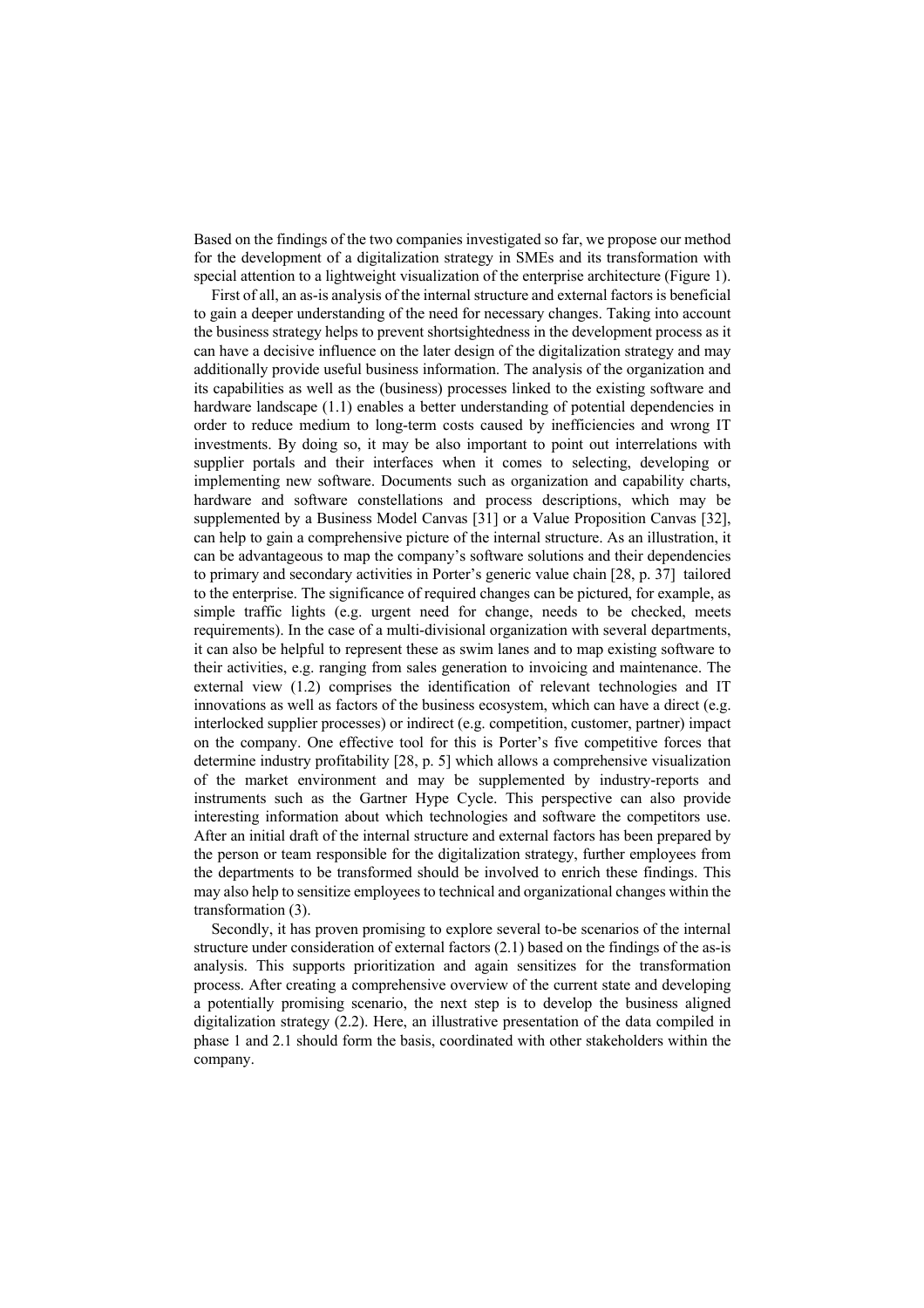Based on the findings of the two companies investigated so far, we propose our method for the development of a digitalization strategy in SMEs and its transformation with special attention to a lightweight visualization of the enterprise architecture (Figure 1).

First of all, an as-is analysis of the internal structure and external factors is beneficial to gain a deeper understanding of the need for necessary changes. Taking into account the business strategy helps to prevent shortsightedness in the development process as it can have a decisive influence on the later design of the digitalization strategy and may additionally provide useful business information. The analysis of the organization and its capabilities as well as the (business) processes linked to the existing software and hardware landscape (1.1) enables a better understanding of potential dependencies in order to reduce medium to long-term costs caused by inefficiencies and wrong IT investments. By doing so, it may be also important to point out interrelations with supplier portals and their interfaces when it comes to selecting, developing or implementing new software. Documents such as organization and capability charts, hardware and software constellations and process descriptions, which may be supplemented by a Business Model Canvas [31] or a Value Proposition Canvas [32], can help to gain a comprehensive picture of the internal structure. As an illustration, it can be advantageous to map the company's software solutions and their dependencies to primary and secondary activities in Porter's generic value chain [28, p. 37] tailored to the enterprise. The significance of required changes can be pictured, for example, as simple traffic lights (e.g. urgent need for change, needs to be checked, meets requirements). In the case of a multi-divisional organization with several departments, it can also be helpful to represent these as swim lanes and to map existing software to their activities, e.g. ranging from sales generation to invoicing and maintenance. The external view (1.2) comprises the identification of relevant technologies and IT innovations as well as factors of the business ecosystem, which can have a direct (e.g. interlocked supplier processes) or indirect (e.g. competition, customer, partner) impact on the company. One effective tool for this is Porter's five competitive forces that determine industry profitability [28, p. 5] which allows a comprehensive visualization of the market environment and may be supplemented by industry-reports and instruments such as the Gartner Hype Cycle. This perspective can also provide interesting information about which technologies and software the competitors use. After an initial draft of the internal structure and external factors has been prepared by the person or team responsible for the digitalization strategy, further employees from the departments to be transformed should be involved to enrich these findings. This may also help to sensitize employees to technical and organizational changes within the transformation (3).

Secondly, it has proven promising to explore several to-be scenarios of the internal structure under consideration of external factors (2.1) based on the findings of the as-is analysis. This supports prioritization and again sensitizes for the transformation process. After creating a comprehensive overview of the current state and developing a potentially promising scenario, the next step is to develop the business aligned digitalization strategy (2.2). Here, an illustrative presentation of the data compiled in phase 1 and 2.1 should form the basis, coordinated with other stakeholders within the company.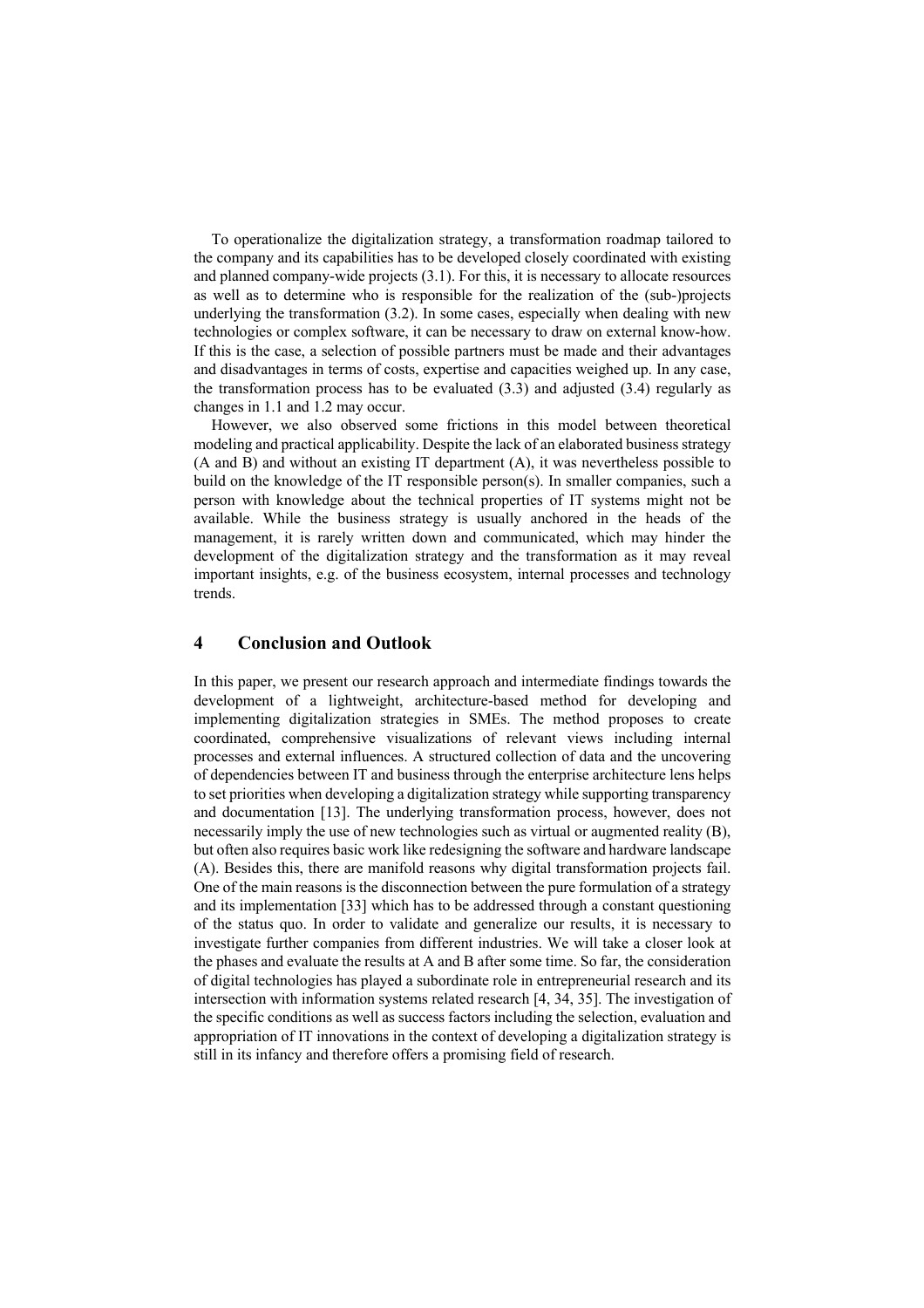To operationalize the digitalization strategy, a transformation roadmap tailored to the company and its capabilities has to be developed closely coordinated with existing and planned company-wide projects (3.1). For this, it is necessary to allocate resources as well as to determine who is responsible for the realization of the (sub-)projects underlying the transformation (3.2). In some cases, especially when dealing with new technologies or complex software, it can be necessary to draw on external know-how. If this is the case, a selection of possible partners must be made and their advantages and disadvantages in terms of costs, expertise and capacities weighed up. In any case, the transformation process has to be evaluated (3.3) and adjusted (3.4) regularly as changes in 1.1 and 1.2 may occur.

However, we also observed some frictions in this model between theoretical modeling and practical applicability. Despite the lack of an elaborated business strategy (A and B) and without an existing IT department (A), it was nevertheless possible to build on the knowledge of the IT responsible person(s). In smaller companies, such a person with knowledge about the technical properties of IT systems might not be available. While the business strategy is usually anchored in the heads of the management, it is rarely written down and communicated, which may hinder the development of the digitalization strategy and the transformation as it may reveal important insights, e.g. of the business ecosystem, internal processes and technology trends.

## 4 Conclusion and Outlook

In this paper, we present our research approach and intermediate findings towards the development of a lightweight, architecture-based method for developing and implementing digitalization strategies in SMEs. The method proposes to create coordinated, comprehensive visualizations of relevant views including internal processes and external influences. A structured collection of data and the uncovering of dependencies between IT and business through the enterprise architecture lens helps to set priorities when developing a digitalization strategy while supporting transparency and documentation [13]. The underlying transformation process, however, does not necessarily imply the use of new technologies such as virtual or augmented reality (B), but often also requires basic work like redesigning the software and hardware landscape (A). Besides this, there are manifold reasons why digital transformation projects fail. One of the main reasons is the disconnection between the pure formulation of a strategy and its implementation [33] which has to be addressed through a constant questioning of the status quo. In order to validate and generalize our results, it is necessary to investigate further companies from different industries. We will take a closer look at the phases and evaluate the results at A and B after some time. So far, the consideration of digital technologies has played a subordinate role in entrepreneurial research and its intersection with information systems related research [4, 34, 35]. The investigation of the specific conditions as well as success factors including the selection, evaluation and appropriation of IT innovations in the context of developing a digitalization strategy is still in its infancy and therefore offers a promising field of research.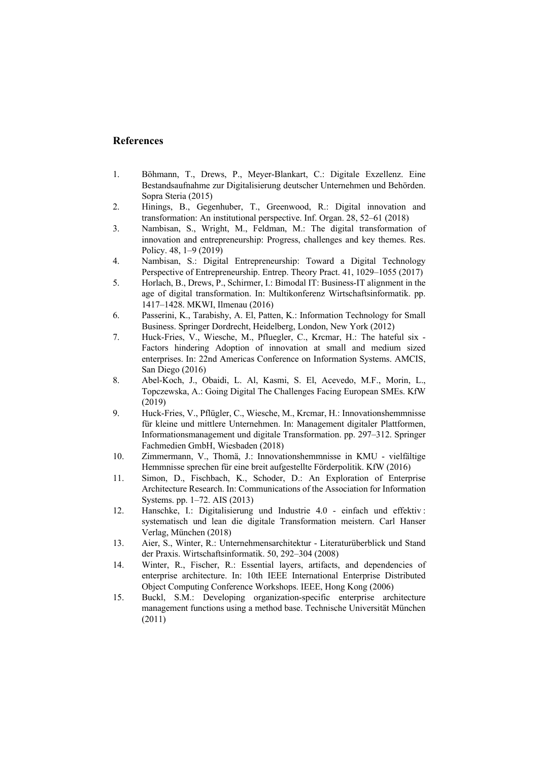## References

1. Böhmann, T., Drews, P., Meyer-Blankart, C.: Digitale Exzellenz. Eine Bestandsaufnahme zur Digitalisierung deutscher Unternehmen und Behörden. Sopra Steria (2015)
2. Hinings, B., Gegenhuber, T., Greenwood, R.: Digital innovation and transformation: An institutional perspective. Inf. Organ. 28, 52–61 (2018)
3. Nambisan, S., Wright, M., Feldman, M.: The digital transformation of innovation and entrepreneurship: Progress, challenges and key themes. Res. Policy. 48, 1–9 (2019)
4. Nambisan, S.: Digital Entrepreneurship: Toward a Digital Technology Perspective of Entrepreneurship. Entrep. Theory Pract. 41, 1029–1055 (2017)
5. Horlach, B., Drews, P., Schirmer, I.: Bimodal IT: Business-IT alignment in the age of digital transformation. In: Multikonferenz Wirtschaftsinformatik. pp. 1417–1428. MKWI, Ilmenau (2016)
6. Passerini, K., Tarabishy, A. El, Patten, K.: Information Technology for Small Business. Springer Dordrecht, Heidelberg, London, New York (2012)
7. Huck-Fries, V., Wiesche, M., Pfluegler, C., Krcmar, H.: The hateful six - Factors hindering Adoption of innovation at small and medium sized enterprises. In: 22nd Americas Conference on Information Systems. AMCIS, San Diego (2016)
8. Abel-Koch, J., Obaidi, L. Al, Kasmi, S. El, Acevedo, M.F., Morin, L., Topczewska, A.: Going Digital The Challenges Facing European SMEs. KfW (2019)
9. Huck-Fries, V., Pflügler, C., Wiesche, M., Krcmar, H.: Innovationshemmnisse für kleine und mittlere Unternehmen. In: Management digitaler Plattformen, Informationsmanagement und digitale Transformation. pp. 297–312. Springer Fachmedien GmbH, Wiesbaden (2018)
10. Zimmermann, V., Thomä, J.: Innovationshemmnisse in KMU - vielfältige Hemmnisse sprechen für eine breit aufgestellte Förderpolitik. KfW (2016)
11. Simon, D., Fischbach, K., Schoder, D.: An Exploration of Enterprise Architecture Research. In: Communications of the Association for Information Systems. pp. 1–72. AIS (2013)
12. Hanschke, I.: Digitalisierung und Industrie 4.0 - einfach und effektiv : systematisch und lean die digitale Transformation meistern. Carl Hanser Verlag, München (2018)
13. Aier, S., Winter, R.: Unternehmensarchitektur - Literaturüberblick und Stand der Praxis. Wirtschaftsinformatik. 50, 292–304 (2008)
14. Winter, R., Fischer, R.: Essential layers, artifacts, and dependencies of enterprise architecture. In: 10th IEEE International Enterprise Distributed Object Computing Conference Workshops. IEEE, Hong Kong (2006)
15. Buckl, S.M.: Developing organization-specific enterprise architecture management functions using a method base. Technische Universität München (2011)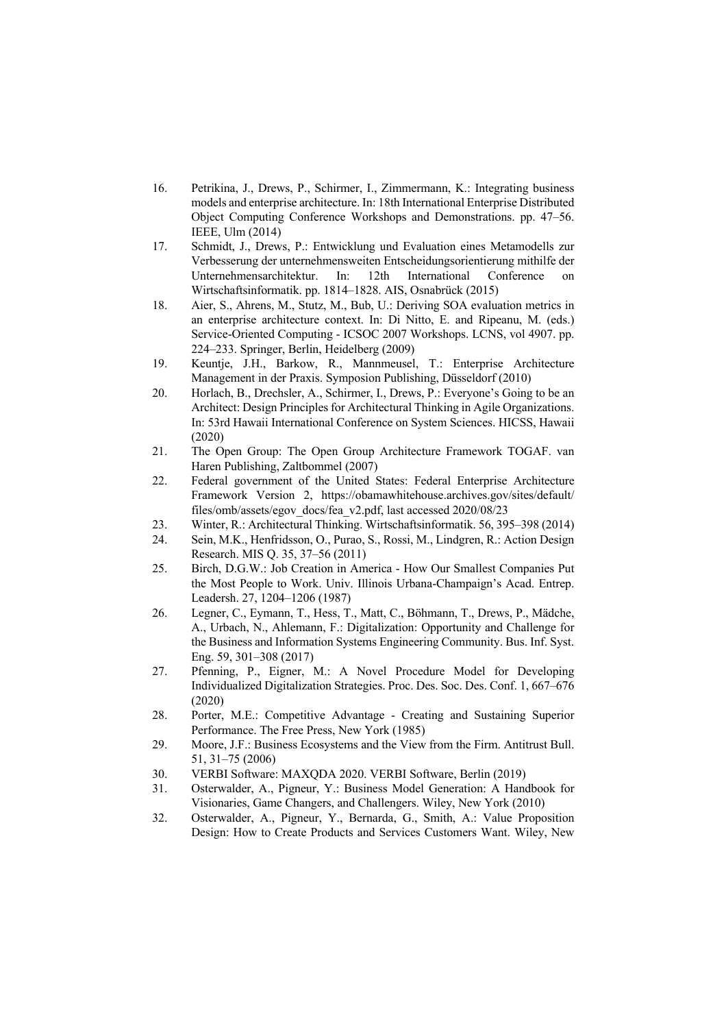16. Petrikina, J., Drews, P., Schirmer, I., Zimmermann, K.: Integrating business models and enterprise architecture. In: 18th International Enterprise Distributed Object Computing Conference Workshops and Demonstrations. pp. 47–56. IEEE, Ulm (2014)
17. Schmidt, J., Drews, P.: Entwicklung und Evaluation eines Metamodells zur Verbesserung der unternehmensweiten Entscheidungsorientierung mithilfe der Unternehmensarchitektur. In: 12th International Conference on Wirtschaftsinformatik. pp. 1814–1828. AIS, Osnabrück (2015)
18. Aier, S., Ahrens, M., Stutz, M., Bub, U.: Deriving SOA evaluation metrics in an enterprise architecture context. In: Di Nitto, E. and Ripeanu, M. (eds.) Service-Oriented Computing - ICSOC 2007 Workshops. LCNS, vol 4907. pp. 224–233. Springer, Berlin, Heidelberg (2009)
19. Keuntje, J.H., Barkow, R., Mannmeusel, T.: Enterprise Architecture Management in der Praxis. Symposion Publishing, Düsseldorf (2010)
20. Horlach, B., Drechsler, A., Schirmer, I., Drews, P.: Everyone's Going to be an Architect: Design Principles for Architectural Thinking in Agile Organizations. In: 53rd Hawaii International Conference on System Sciences. HICSS, Hawaii (2020)
21. The Open Group: The Open Group Architecture Framework TOGAF. van Haren Publishing, Zaltbommel (2007)
22. Federal government of the United States: Federal Enterprise Architecture Framework Version 2, https://obamawhitehouse.archives.gov/sites/default/files/omb/assets/egov_docs/fea_v2.pdf, last accessed 2020/08/23
23. Winter, R.: Architectural Thinking. Wirtschaftsinformatik. 56, 395–398 (2014)
24. Sein, M.K., Henfridsson, O., Purao, S., Rossi, M., Lindgren, R.: Action Design Research. MIS Q. 35, 37–56 (2011)
25. Birch, D.G.W.: Job Creation in America - How Our Smallest Companies Put the Most People to Work. Univ. Illinois Urbana-Champaign's Acad. Entrep. Leadersh. 27, 1204–1206 (1987)
26. Legner, C., Eymann, T., Hess, T., Matt, C., Böhmann, T., Drews, P., Mädche, A., Urbach, N., Ahlemann, F.: Digitalization: Opportunity and Challenge for the Business and Information Systems Engineering Community. Bus. Inf. Syst. Eng. 59, 301–308 (2017)
27. Pfenning, P., Eigner, M.: A Novel Procedure Model for Developing Individualized Digitalization Strategies. Proc. Des. Soc. Des. Conf. 1, 667–676 (2020)
28. Porter, M.E.: Competitive Advantage - Creating and Sustaining Superior Performance. The Free Press, New York (1985)
29. Moore, J.F.: Business Ecosystems and the View from the Firm. Antitrust Bull. 51, 31–75 (2006)
30. VERBI Software: MAXQDA 2020. VERBI Software, Berlin (2019)
31. Osterwalder, A., Pigneur, Y.: Business Model Generation: A Handbook for Visionaries, Game Changers, and Challengers. Wiley, New York (2010)
32. Osterwalder, A., Pigneur, Y., Bernarda, G., Smith, A.: Value Proposition Design: How to Create Products and Services Customers Want. Wiley, New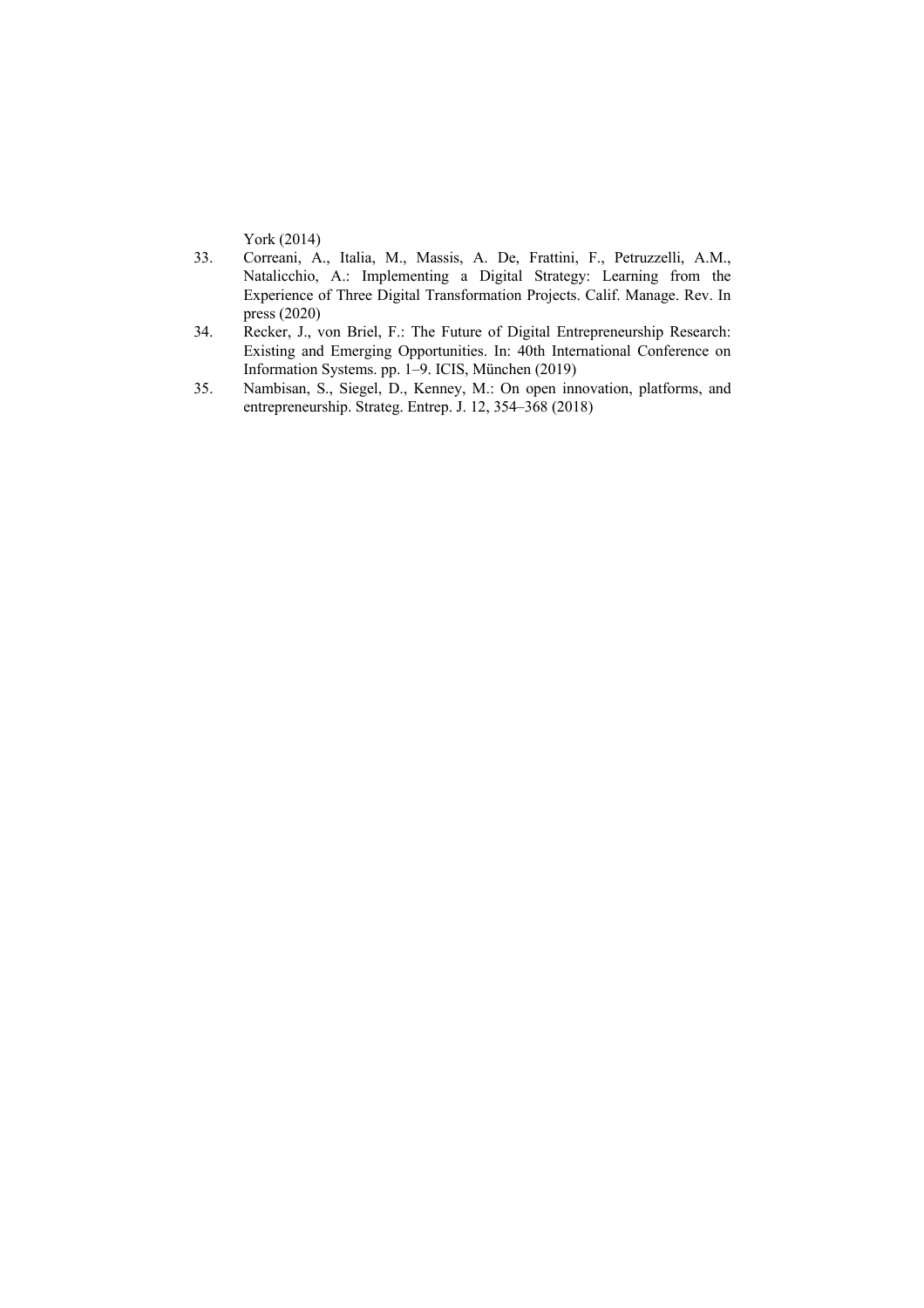York (2014)

33. Correani, A., Italia, M., Massis, A. De, Frattini, F., Petruzzelli, A.M., Natalicchio, A.: Implementing a Digital Strategy: Learning from the Experience of Three Digital Transformation Projects. Calif. Manage. Rev. In press (2020)
34. Recker, J., von Briel, F.: The Future of Digital Entrepreneurship Research: Existing and Emerging Opportunities. In: 40th International Conference on Information Systems. pp. 1–9. ICIS, München (2019)
35. Nambisan, S., Siegel, D., Kenney, M.: On open innovation, platforms, and entrepreneurship. Strateg. Entrep. J. 12, 354–368 (2018)